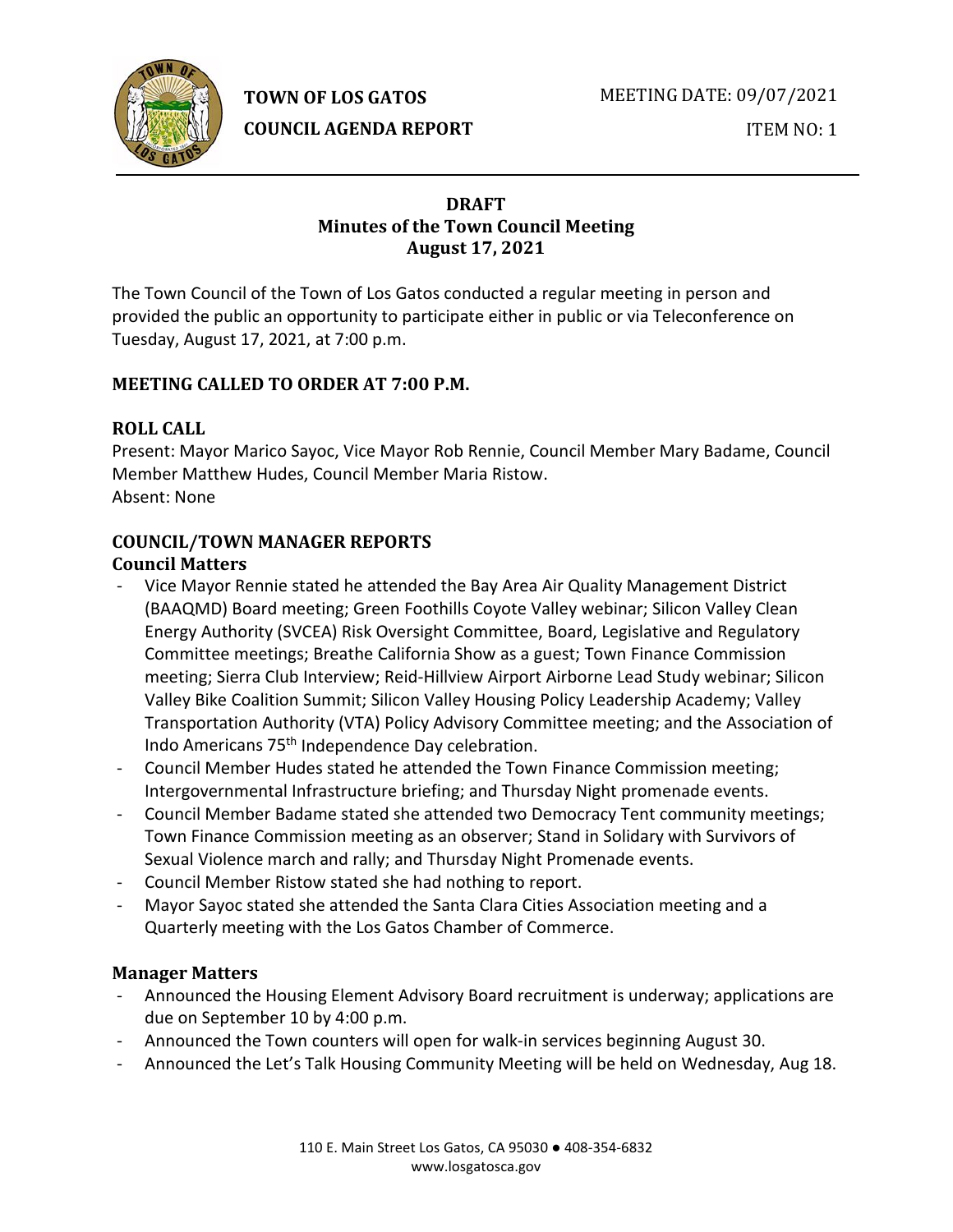**TOWN OF LOS GATOS**
**COUNCIL AGENDA REPORT**

MEETING DATE: 09/07/2021

ITEM NO: 1

# DRAFT
# Minutes of the Town Council Meeting
# August 17, 2021

The Town Council of the Town of Los Gatos conducted a regular meeting in person and provided the public an opportunity to participate either in public or via Teleconference on Tuesday, August 17, 2021, at 7:00 p.m.

## MEETING CALLED TO ORDER AT 7:00 P.M.

## ROLL CALL

Present: Mayor Marico Sayoc, Vice Mayor Rob Rennie, Council Member Mary Badame, Council Member Matthew Hudes, Council Member Maria Ristow.
Absent: None

## COUNCIL/TOWN MANAGER REPORTS

### Council Matters

- Vice Mayor Rennie stated he attended the Bay Area Air Quality Management District (BAAQMD) Board meeting; Green Foothills Coyote Valley webinar; Silicon Valley Clean Energy Authority (SVCEA) Risk Oversight Committee, Board, Legislative and Regulatory Committee meetings; Breathe California Show as a guest; Town Finance Commission meeting; Sierra Club Interview; Reid-Hillview Airport Airborne Lead Study webinar; Silicon Valley Bike Coalition Summit; Silicon Valley Housing Policy Leadership Academy; Valley Transportation Authority (VTA) Policy Advisory Committee meeting; and the Association of Indo Americans 75th Independence Day celebration.
- Council Member Hudes stated he attended the Town Finance Commission meeting; Intergovernmental Infrastructure briefing; and Thursday Night promenade events.
- Council Member Badame stated she attended two Democracy Tent community meetings; Town Finance Commission meeting as an observer; Stand in Solidary with Survivors of Sexual Violence march and rally; and Thursday Night Promenade events.
- Council Member Ristow stated she had nothing to report.
- Mayor Sayoc stated she attended the Santa Clara Cities Association meeting and a Quarterly meeting with the Los Gatos Chamber of Commerce.

### Manager Matters

- Announced the Housing Element Advisory Board recruitment is underway; applications are due on September 10 by 4:00 p.m.
- Announced the Town counters will open for walk-in services beginning August 30.
- Announced the Let's Talk Housing Community Meeting will be held on Wednesday, Aug 18.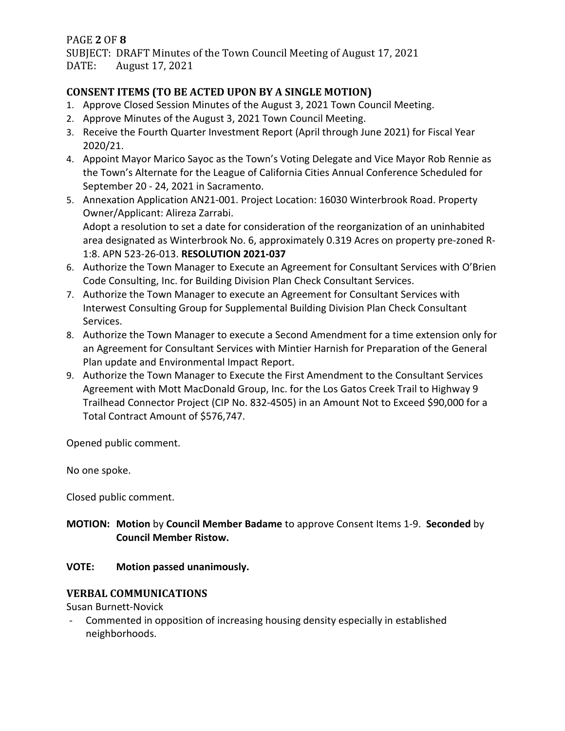## CONSENT ITEMS (TO BE ACTED UPON BY A SINGLE MOTION)

1. Approve Closed Session Minutes of the August 3, 2021 Town Council Meeting.
2. Approve Minutes of the August 3, 2021 Town Council Meeting.
3. Receive the Fourth Quarter Investment Report (April through June 2021) for Fiscal Year 2020/21.
4. Appoint Mayor Marico Sayoc as the Town's Voting Delegate and Vice Mayor Rob Rennie as the Town's Alternate for the League of California Cities Annual Conference Scheduled for September 20 - 24, 2021 in Sacramento.
5. Annexation Application AN21-001. Project Location: 16030 Winterbrook Road. Property Owner/Applicant: Alireza Zarrabi.
   Adopt a resolution to set a date for consideration of the reorganization of an uninhabited area designated as Winterbrook No. 6, approximately 0.319 Acres on property pre-zoned R-1:8. APN 523-26-013. **RESOLUTION 2021-037**
6. Authorize the Town Manager to Execute an Agreement for Consultant Services with O'Brien Code Consulting, Inc. for Building Division Plan Check Consultant Services.
7. Authorize the Town Manager to execute an Agreement for Consultant Services with Interwest Consulting Group for Supplemental Building Division Plan Check Consultant Services.
8. Authorize the Town Manager to execute a Second Amendment for a time extension only for an Agreement for Consultant Services with Mintier Harnish for Preparation of the General Plan update and Environmental Impact Report.
9. Authorize the Town Manager to Execute the First Amendment to the Consultant Services Agreement with Mott MacDonald Group, Inc. for the Los Gatos Creek Trail to Highway 9 Trailhead Connector Project (CIP No. 832-4505) in an Amount Not to Exceed $90,000 for a Total Contract Amount of $576,747.

Opened public comment.

No one spoke.

Closed public comment.

**MOTION: Motion** by **Council Member Badame** to approve Consent Items 1-9. **Seconded** by **Council Member Ristow.**

**VOTE: Motion passed unanimously.**

## VERBAL COMMUNICATIONS

Susan Burnett-Novick

- Commented in opposition of increasing housing density especially in established neighborhoods.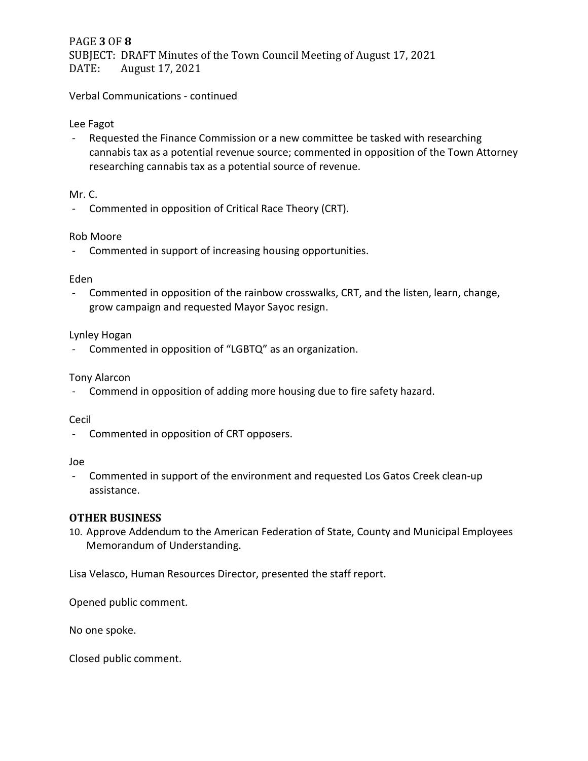Verbal Communications - continued

Lee Fagot

- Requested the Finance Commission or a new committee be tasked with researching cannabis tax as a potential revenue source; commented in opposition of the Town Attorney researching cannabis tax as a potential source of revenue.

Mr. C.

- Commented in opposition of Critical Race Theory (CRT).

Rob Moore

- Commented in support of increasing housing opportunities.

Eden

- Commented in opposition of the rainbow crosswalks, CRT, and the listen, learn, change, grow campaign and requested Mayor Sayoc resign.

Lynley Hogan

- Commented in opposition of "LGBTQ" as an organization.

Tony Alarcon

- Commend in opposition of adding more housing due to fire safety hazard.

Cecil

- Commented in opposition of CRT opposers.

Joe

- Commented in support of the environment and requested Los Gatos Creek clean-up assistance.

## OTHER BUSINESS

10. Approve Addendum to the American Federation of State, County and Municipal Employees Memorandum of Understanding.

Lisa Velasco, Human Resources Director, presented the staff report.

Opened public comment.

No one spoke.

Closed public comment.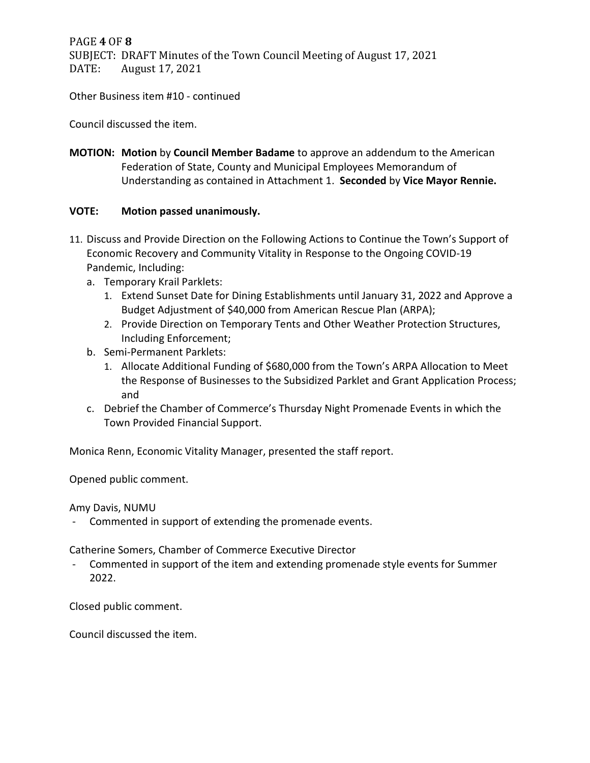Other Business item #10 - continued

Council discussed the item.

**MOTION: Motion** by **Council Member Badame** to approve an addendum to the American Federation of State, County and Municipal Employees Memorandum of Understanding as contained in Attachment 1. **Seconded** by **Vice Mayor Rennie.**

**VOTE: Motion passed unanimously.**

11. Discuss and Provide Direction on the Following Actions to Continue the Town's Support of Economic Recovery and Community Vitality in Response to the Ongoing COVID-19 Pandemic, Including:
    a. Temporary Krail Parklets:
        1. Extend Sunset Date for Dining Establishments until January 31, 2022 and Approve a Budget Adjustment of $40,000 from American Rescue Plan (ARPA);
        2. Provide Direction on Temporary Tents and Other Weather Protection Structures, Including Enforcement;
    b. Semi-Permanent Parklets:
        1. Allocate Additional Funding of $680,000 from the Town's ARPA Allocation to Meet the Response of Businesses to the Subsidized Parklet and Grant Application Process; and
    c. Debrief the Chamber of Commerce's Thursday Night Promenade Events in which the Town Provided Financial Support.

Monica Renn, Economic Vitality Manager, presented the staff report.

Opened public comment.

Amy Davis, NUMU

- Commented in support of extending the promenade events.

Catherine Somers, Chamber of Commerce Executive Director

- Commented in support of the item and extending promenade style events for Summer 2022.

Closed public comment.

Council discussed the item.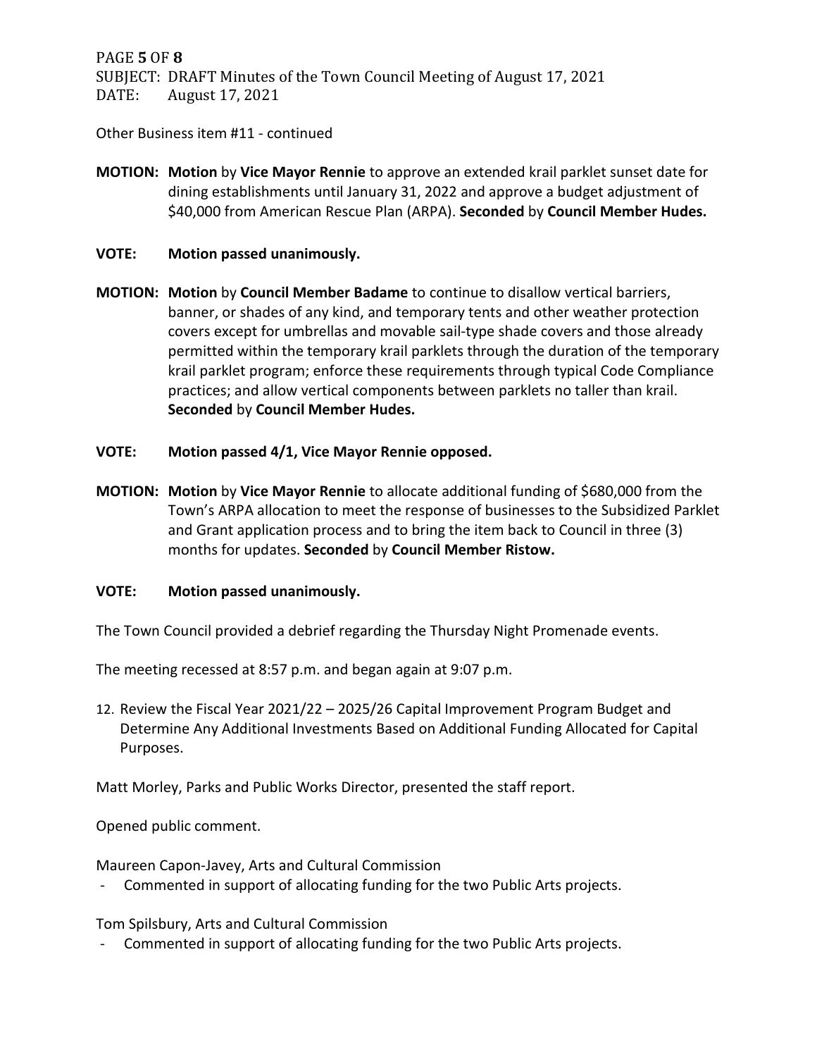Other Business item #11 - continued

**MOTION:** **Motion** by **Vice Mayor Rennie** to approve an extended krail parklet sunset date for dining establishments until January 31, 2022 and approve a budget adjustment of $40,000 from American Rescue Plan (ARPA). **Seconded** by **Council Member Hudes.**

**VOTE:** **Motion passed unanimously.**

**MOTION:** **Motion** by **Council Member Badame** to continue to disallow vertical barriers, banner, or shades of any kind, and temporary tents and other weather protection covers except for umbrellas and movable sail-type shade covers and those already permitted within the temporary krail parklets through the duration of the temporary krail parklet program; enforce these requirements through typical Code Compliance practices; and allow vertical components between parklets no taller than krail. **Seconded** by **Council Member Hudes.**

**VOTE:** **Motion passed 4/1, Vice Mayor Rennie opposed.**

**MOTION:** **Motion** by **Vice Mayor Rennie** to allocate additional funding of $680,000 from the Town's ARPA allocation to meet the response of businesses to the Subsidized Parklet and Grant application process and to bring the item back to Council in three (3) months for updates. **Seconded** by **Council Member Ristow.**

**VOTE:** **Motion passed unanimously.**

The Town Council provided a debrief regarding the Thursday Night Promenade events.

The meeting recessed at 8:57 p.m. and began again at 9:07 p.m.

12. Review the Fiscal Year 2021/22 – 2025/26 Capital Improvement Program Budget and Determine Any Additional Investments Based on Additional Funding Allocated for Capital Purposes.

Matt Morley, Parks and Public Works Director, presented the staff report.

Opened public comment.

Maureen Capon-Javey, Arts and Cultural Commission

- Commented in support of allocating funding for the two Public Arts projects.

Tom Spilsbury, Arts and Cultural Commission

- Commented in support of allocating funding for the two Public Arts projects.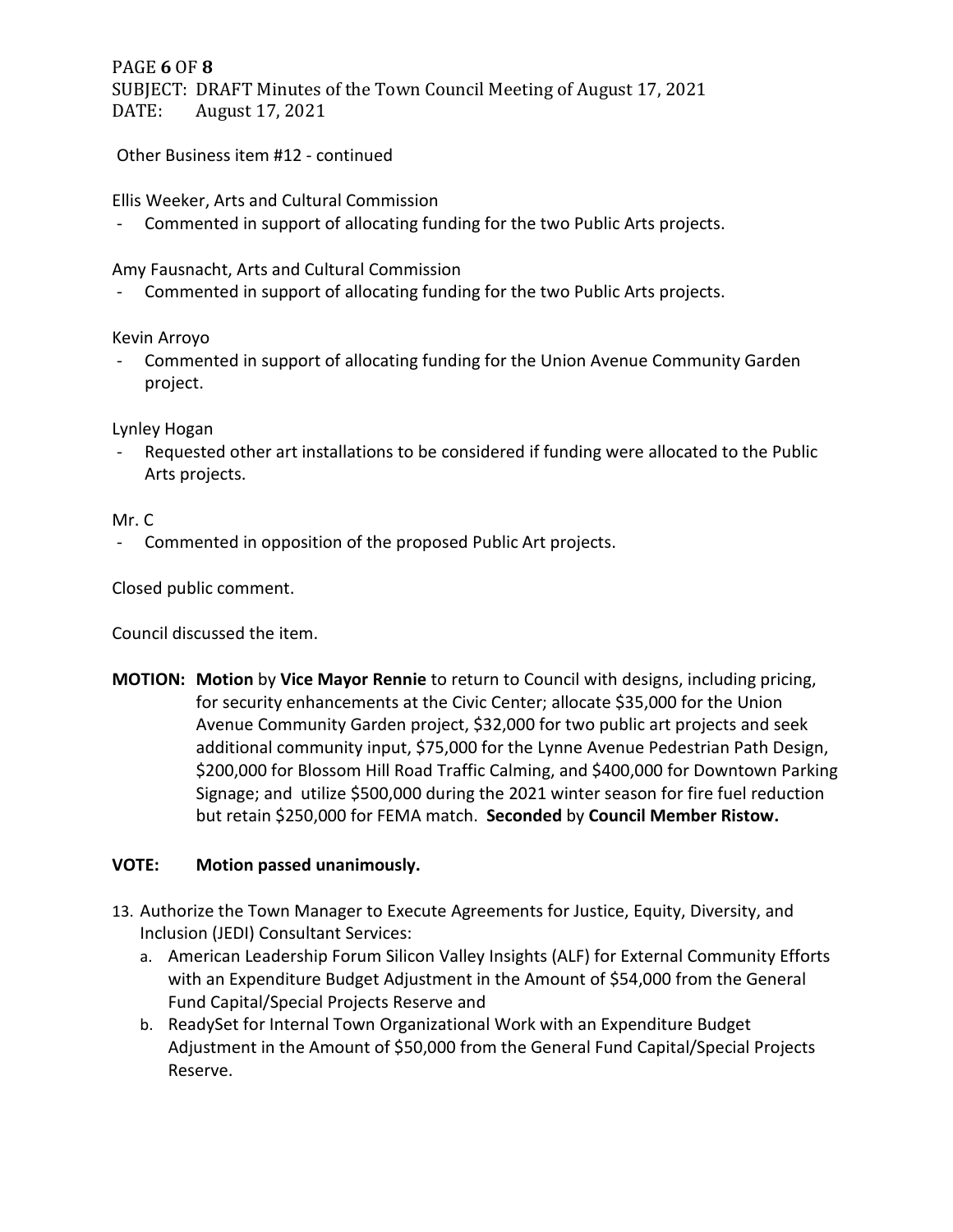Other Business item #12 - continued

Ellis Weeker, Arts and Cultural Commission

- Commented in support of allocating funding for the two Public Arts projects.

Amy Fausnacht, Arts and Cultural Commission

- Commented in support of allocating funding for the two Public Arts projects.

Kevin Arroyo

- Commented in support of allocating funding for the Union Avenue Community Garden project.

Lynley Hogan

- Requested other art installations to be considered if funding were allocated to the Public Arts projects.

Mr. C

- Commented in opposition of the proposed Public Art projects.

Closed public comment.

Council discussed the item.

**MOTION:** **Motion** by **Vice Mayor Rennie** to return to Council with designs, including pricing, for security enhancements at the Civic Center; allocate $35,000 for the Union Avenue Community Garden project, $32,000 for two public art projects and seek additional community input, $75,000 for the Lynne Avenue Pedestrian Path Design, $200,000 for Blossom Hill Road Traffic Calming, and $400,000 for Downtown Parking Signage; and utilize $500,000 during the 2021 winter season for fire fuel reduction but retain $250,000 for FEMA match. **Seconded** by **Council Member Ristow.**

**VOTE:** **Motion passed unanimously.**

13. Authorize the Town Manager to Execute Agreements for Justice, Equity, Diversity, and Inclusion (JEDI) Consultant Services:
    a. American Leadership Forum Silicon Valley Insights (ALF) for External Community Efforts with an Expenditure Budget Adjustment in the Amount of $54,000 from the General Fund Capital/Special Projects Reserve and
    b. ReadySet for Internal Town Organizational Work with an Expenditure Budget Adjustment in the Amount of $50,000 from the General Fund Capital/Special Projects Reserve.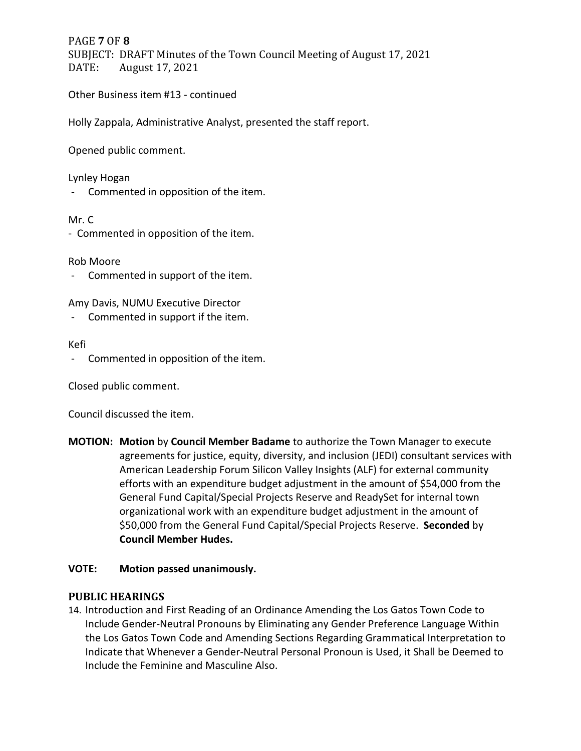Other Business item #13 - continued

Holly Zappala, Administrative Analyst, presented the staff report.

Opened public comment.

Lynley Hogan

- Commented in opposition of the item.

Mr. C

- Commented in opposition of the item.

Rob Moore

- Commented in support of the item.

Amy Davis, NUMU Executive Director

- Commented in support if the item.

Kefi

- Commented in opposition of the item.

Closed public comment.

Council discussed the item.

**MOTION:** **Motion** by **Council Member Badame** to authorize the Town Manager to execute agreements for justice, equity, diversity, and inclusion (JEDI) consultant services with American Leadership Forum Silicon Valley Insights (ALF) for external community efforts with an expenditure budget adjustment in the amount of $54,000 from the General Fund Capital/Special Projects Reserve and ReadySet for internal town organizational work with an expenditure budget adjustment in the amount of $50,000 from the General Fund Capital/Special Projects Reserve. **Seconded** by **Council Member Hudes.**

**VOTE:** **Motion passed unanimously.**

## PUBLIC HEARINGS

14. Introduction and First Reading of an Ordinance Amending the Los Gatos Town Code to Include Gender-Neutral Pronouns by Eliminating any Gender Preference Language Within the Los Gatos Town Code and Amending Sections Regarding Grammatical Interpretation to Indicate that Whenever a Gender-Neutral Personal Pronoun is Used, it Shall be Deemed to Include the Feminine and Masculine Also.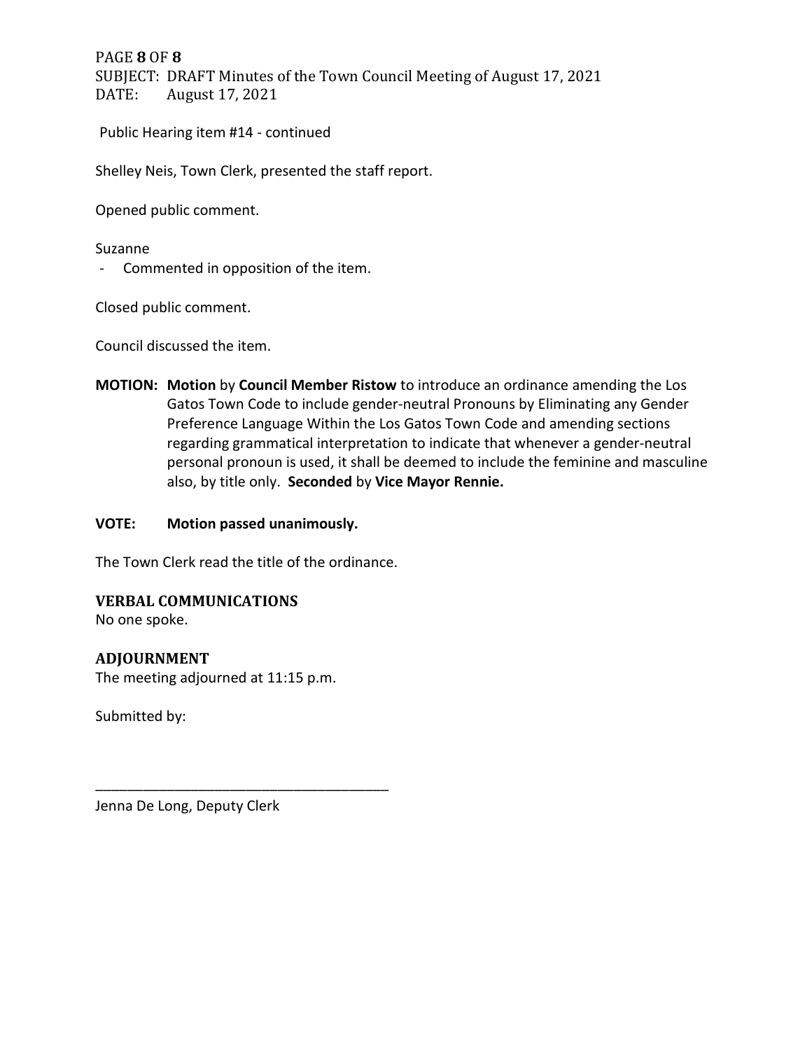Public Hearing item #14 - continued

Shelley Neis, Town Clerk, presented the staff report.

Opened public comment.

Suzanne

- Commented in opposition of the item.

Closed public comment.

Council discussed the item.

**MOTION: Motion** by **Council Member Ristow** to introduce an ordinance amending the Los Gatos Town Code to include gender-neutral Pronouns by Eliminating any Gender Preference Language Within the Los Gatos Town Code and amending sections regarding grammatical interpretation to indicate that whenever a gender-neutral personal pronoun is used, it shall be deemed to include the feminine and masculine also, by title only. **Seconded** by **Vice Mayor Rennie.**

**VOTE: Motion passed unanimously.**

The Town Clerk read the title of the ordinance.

## VERBAL COMMUNICATIONS

No one spoke.

## ADJOURNMENT

The meeting adjourned at 11:15 p.m.

Submitted by:

\_\_\_\_\_\_\_\_\_\_\_\_\_\_\_\_\_\_\_\_\_\_\_\_\_\_\_\_\_\_\_\_\_\_\_\_\_\_

Jenna De Long, Deputy Clerk